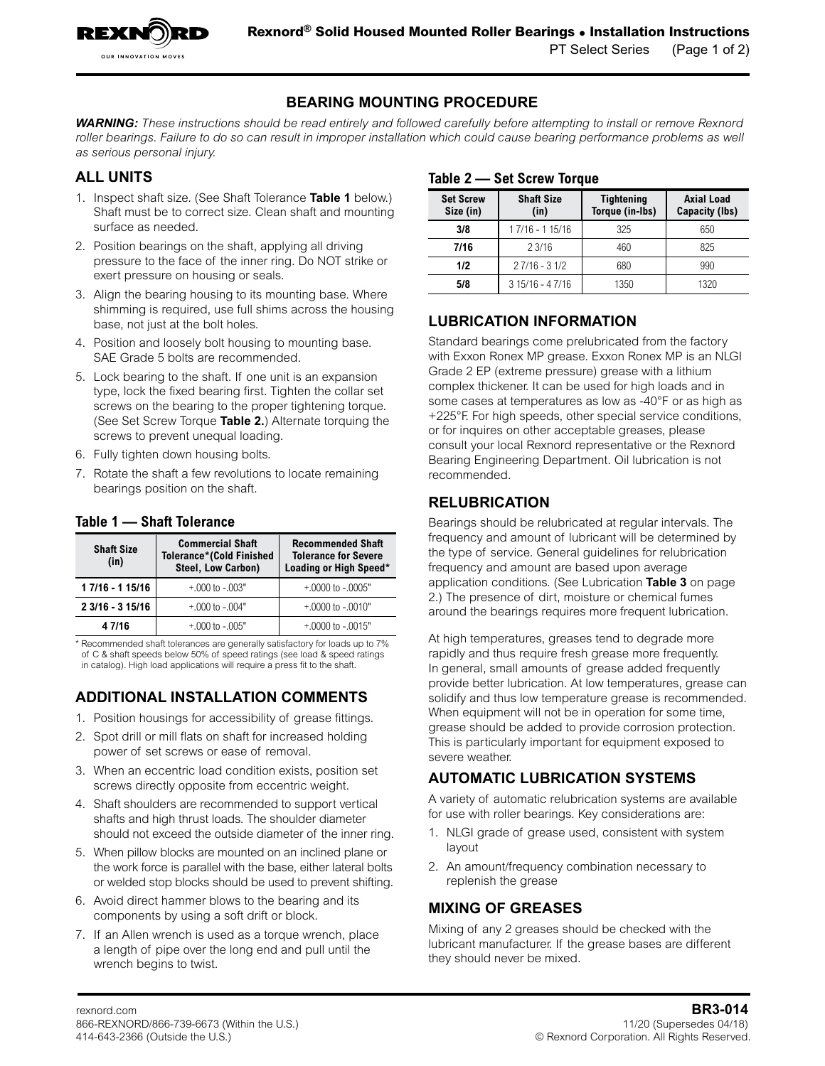# BEARING MOUNTING PROCEDURE

***WARNING:** These instructions should be read entirely and followed carefully before attempting to install or remove Rexnord roller bearings. Failure to do so can result in improper installation which could cause bearing performance problems as well as serious personal injury.*

## ALL UNITS

1. Inspect shaft size. (See Shaft Tolerance **Table 1** below.) Shaft must be to correct size. Clean shaft and mounting surface as needed.
2. Position bearings on the shaft, applying all driving pressure to the face of the inner ring. Do NOT strike or exert pressure on housing or seals.
3. Align the bearing housing to its mounting base. Where shimming is required, use full shims across the housing base, not just at the bolt holes.
4. Position and loosely bolt housing to mounting base. SAE Grade 5 bolts are recommended.
5. Lock bearing to the shaft. If one unit is an expansion type, lock the fixed bearing first. Tighten the collar set screws on the bearing to the proper tightening torque. (See Set Screw Torque **Table 2.**) Alternate torquing the screws to prevent unequal loading.
6. Fully tighten down housing bolts.
7. Rotate the shaft a few revolutions to locate remaining bearings position on the shaft.

### Table 1 — Shaft Tolerance

| Shaft Size (in) | Commercial Shaft Tolerance*(Cold Finished Steel, Low Carbon) | Recommended Shaft Tolerance for Severe Loading or High Speed* |
|---|---|---|
| 1 7/16 - 1 15/16 | +.000 to -.003" | +.0000 to -.0005" |
| 2 3/16 - 3 15/16 | +.000 to -.004" | +.0000 to -.0010" |
| 4 7/16 | +.000 to -.005" | +.0000 to -.0015" |

\* Recommended shaft tolerances are generally satisfactory for loads up to 7% of C & shaft speeds below 50% of speed ratings (see load & speed ratings in catalog). High load applications will require a press fit to the shaft.

## ADDITIONAL INSTALLATION COMMENTS

1. Position housings for accessibility of grease fittings.
2. Spot drill or mill flats on shaft for increased holding power of set screws or ease of removal.
3. When an eccentric load condition exists, position set screws directly opposite from eccentric weight.
4. Shaft shoulders are recommended to support vertical shafts and high thrust loads. The shoulder diameter should not exceed the outside diameter of the inner ring.
5. When pillow blocks are mounted on an inclined plane or the work force is parallel with the base, either lateral bolts or welded stop blocks should be used to prevent shifting.
6. Avoid direct hammer blows to the bearing and its components by using a soft drift or block.
7. If an Allen wrench is used as a torque wrench, place a length of pipe over the long end and pull until the wrench begins to twist.

### Table 2 — Set Screw Torque

| Set Screw Size (in) | Shaft Size (in) | Tightening Torque (in-lbs) | Axial Load Capacity (lbs) |
|---|---|---|---|
| 3/8 | 1 7/16 - 1 15/16 | 325 | 650 |
| 7/16 | 2 3/16 | 460 | 825 |
| 1/2 | 2 7/16 - 3 1/2 | 680 | 990 |
| 5/8 | 3 15/16 - 4 7/16 | 1350 | 1320 |

## LUBRICATION INFORMATION

Standard bearings come prelubricated from the factory with Exxon Ronex MP grease. Exxon Ronex MP is an NLGI Grade 2 EP (extreme pressure) grease with a lithium complex thickener. It can be used for high loads and in some cases at temperatures as low as -40°F or as high as +225°F. For high speeds, other special service conditions, or for inquires on other acceptable greases, please consult your local Rexnord representative or the Rexnord Bearing Engineering Department. Oil lubrication is not recommended.

## RELUBRICATION

Bearings should be relubricated at regular intervals. The frequency and amount of lubricant will be determined by the type of service. General guidelines for relubrication frequency and amount are based upon average application conditions. (See Lubrication **Table 3** on page 2.) The presence of dirt, moisture or chemical fumes around the bearings requires more frequent lubrication.

At high temperatures, greases tend to degrade more rapidly and thus require fresh grease more frequently. In general, small amounts of grease added frequently provide better lubrication. At low temperatures, grease can solidify and thus low temperature grease is recommended. When equipment will not be in operation for some time, grease should be added to provide corrosion protection. This is particularly important for equipment exposed to severe weather.

## AUTOMATIC LUBRICATION SYSTEMS

A variety of automatic relubrication systems are available for use with roller bearings. Key considerations are:

1. NLGI grade of grease used, consistent with system layout
2. An amount/frequency combination necessary to replenish the grease

## MIXING OF GREASES

Mixing of any 2 greases should be checked with the lubricant manufacturer. If the grease bases are different they should never be mixed.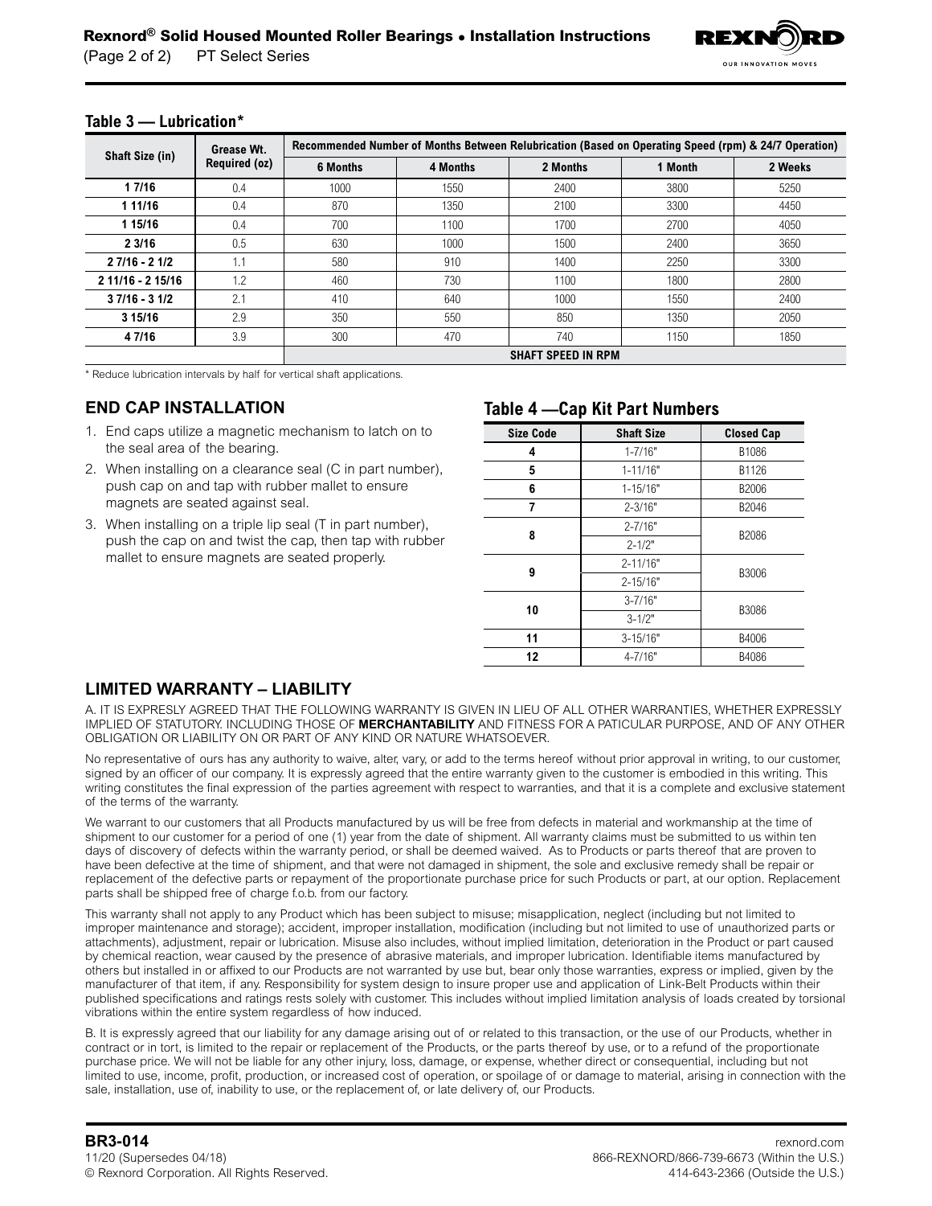## Table 3 — Lubrication*

| Shaft Size (in) | Grease Wt. Required (oz) | Recommended Number of Months Between Relubrication (Based on Operating Speed (rpm) & 24/7 Operation) | | | | |
|---|---|---|---|---|---|---|
| | | 6 Months | 4 Months | 2 Months | 1 Month | 2 Weeks |
| **1 7/16** | 0.4 | 1000 | 1550 | 2400 | 3800 | 5250 |
| **1 11/16** | 0.4 | 870 | 1350 | 2100 | 3300 | 4450 |
| **1 15/16** | 0.4 | 700 | 1100 | 1700 | 2700 | 4050 |
| **2 3/16** | 0.5 | 630 | 1000 | 1500 | 2400 | 3650 |
| **2 7/16 - 2 1/2** | 1.1 | 580 | 910 | 1400 | 2250 | 3300 |
| **2 11/16 - 2 15/16** | 1.2 | 460 | 730 | 1100 | 1800 | 2800 |
| **3 7/16 - 3 1/2** | 2.1 | 410 | 640 | 1000 | 1550 | 2400 |
| **3 15/16** | 2.9 | 350 | 550 | 850 | 1350 | 2050 |
| **4 7/16** | 3.9 | 300 | 470 | 740 | 1150 | 1850 |
| | | **SHAFT SPEED IN RPM** | | | | |

* Reduce lubrication intervals by half for vertical shaft applications.

## END CAP INSTALLATION

1. End caps utilize a magnetic mechanism to latch on to the seal area of the bearing.
2. When installing on a clearance seal (C in part number), push cap on and tap with rubber mallet to ensure magnets are seated against seal.
3. When installing on a triple lip seal (T in part number), push the cap on and twist the cap, then tap with rubber mallet to ensure magnets are seated properly.

## Table 4 —Cap Kit Part Numbers

| Size Code | Shaft Size | Closed Cap |
|---|---|---|
| 4 | 1-7/16" | B1086 |
| 5 | 1-11/16" | B1126 |
| 6 | 1-15/16" | B2006 |
| 7 | 2-3/16" | B2046 |
| 8 | 2-7/16" | B2086 |
| | 2-1/2" | |
| 9 | 2-11/16" | B3006 |
| | 2-15/16" | |
| 10 | 3-7/16" | B3086 |
| | 3-1/2" | |
| 11 | 3-15/16" | B4006 |
| 12 | 4-7/16" | B4086 |

## LIMITED WARRANTY – LIABILITY

A. IT IS EXPRESLY AGREED THAT THE FOLLOWING WARRANTY IS GIVEN IN LIEU OF ALL OTHER WARRANTIES, WHETHER EXPRESSLY IMPLIED OF STATUTORY. INCLUDING THOSE OF **MERCHANTABILITY** AND FITNESS FOR A PATICULAR PURPOSE, AND OF ANY OTHER OBLIGATION OR LIABILITY ON OR PART OF ANY KIND OR NATURE WHATSOEVER.

No representative of ours has any authority to waive, alter, vary, or add to the terms hereof without prior approval in writing, to our customer, signed by an officer of our company. It is expressly agreed that the entire warranty given to the customer is embodied in this writing. This writing constitutes the final expression of the parties agreement with respect to warranties, and that it is a complete and exclusive statement of the terms of the warranty.

We warrant to our customers that all Products manufactured by us will be free from defects in material and workmanship at the time of shipment to our customer for a period of one (1) year from the date of shipment. All warranty claims must be submitted to us within ten days of discovery of defects within the warranty period, or shall be deemed waived. As to Products or parts thereof that are proven to have been defective at the time of shipment, and that were not damaged in shipment, the sole and exclusive remedy shall be repair or replacement of the defective parts or repayment of the proportionate purchase price for such Products or part, at our option. Replacement parts shall be shipped free of charge f.o.b. from our factory.

This warranty shall not apply to any Product which has been subject to misuse; misapplication, neglect (including but not limited to improper maintenance and storage); accident, improper installation, modification (including but not limited to use of unauthorized parts or attachments), adjustment, repair or lubrication. Misuse also includes, without implied limitation, deterioration in the Product or part caused by chemical reaction, wear caused by the presence of abrasive materials, and improper lubrication. Identifiable items manufactured by others but installed in or affixed to our Products are not warranted by use but, bear only those warranties, express or implied, given by the manufacturer of that item, if any. Responsibility for system design to insure proper use and application of Link-Belt Products within their published specifications and ratings rests solely with customer. This includes without implied limitation analysis of loads created by torsional vibrations within the entire system regardless of how induced.

B. It is expressly agreed that our liability for any damage arising out of or related to this transaction, or the use of our Products, whether in contract or in tort, is limited to the repair or replacement of the Products, or the parts thereof by use, or to a refund of the proportionate purchase price. We will not be liable for any other injury, loss, damage, or expense, whether direct or consequential, including but not limited to use, income, profit, production, or increased cost of operation, or spoilage of or damage to material, arising in connection with the sale, installation, use of, inability to use, or the replacement of, or late delivery of, our Products.

**BR3-014**
11/20 (Supersedes 04/18)
© Rexnord Corporation. All Rights Reserved.

rexnord.com
866-REXNORD/866-739-6673 (Within the U.S.)
414-643-2366 (Outside the U.S.)